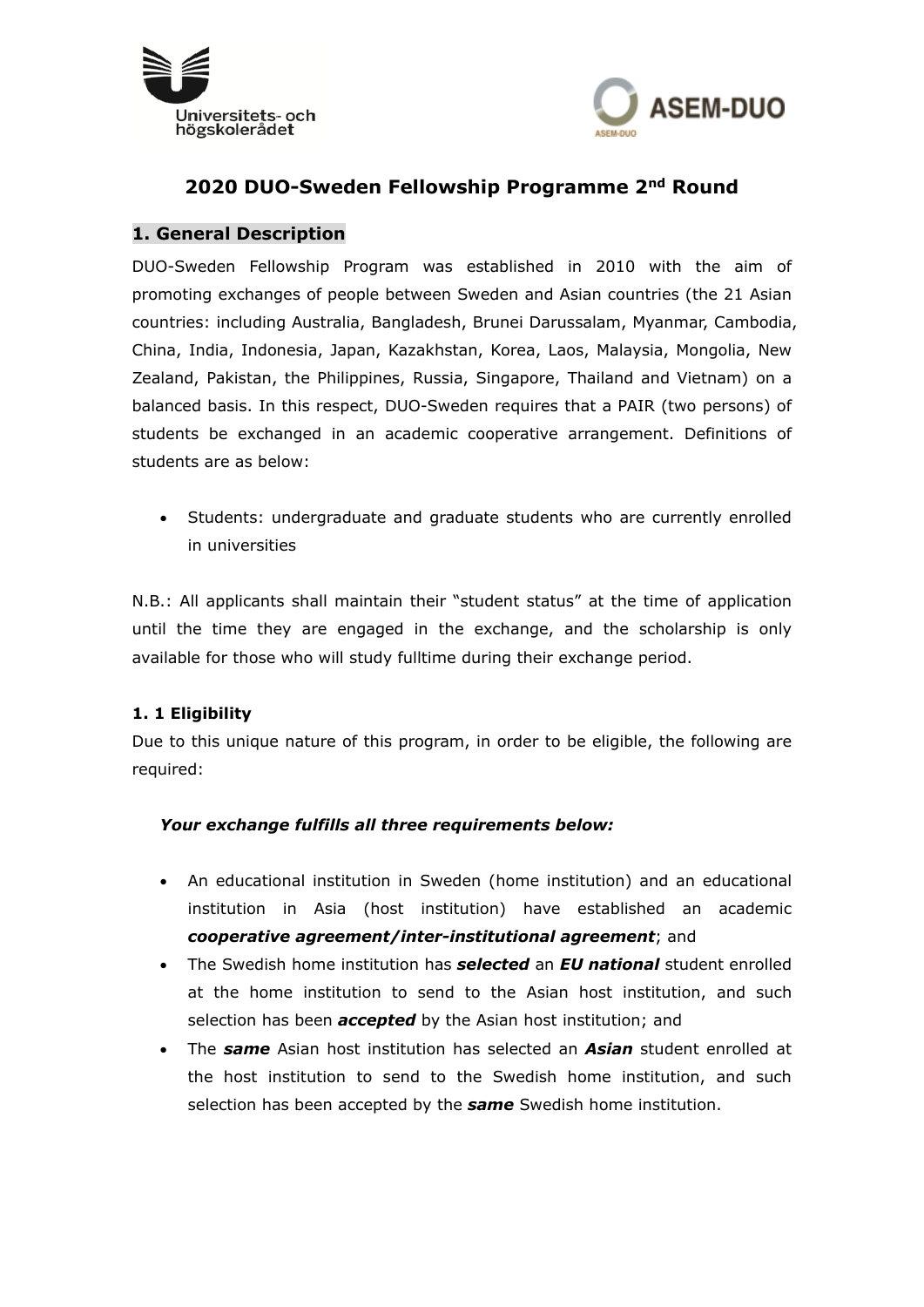# 2020 DUO-Sweden Fellowship Programme 2nd Round

## 1. General Description

DUO-Sweden Fellowship Program was established in 2010 with the aim of promoting exchanges of people between Sweden and Asian countries (the 21 Asian countries: including Australia, Bangladesh, Brunei Darussalam, Myanmar, Cambodia, China, India, Indonesia, Japan, Kazakhstan, Korea, Laos, Malaysia, Mongolia, New Zealand, Pakistan, the Philippines, Russia, Singapore, Thailand and Vietnam) on a balanced basis. In this respect, DUO-Sweden requires that a PAIR (two persons) of students be exchanged in an academic cooperative arrangement. Definitions of students are as below:

- Students: undergraduate and graduate students who are currently enrolled in universities

N.B.: All applicants shall maintain their "student status" at the time of application until the time they are engaged in the exchange, and the scholarship is only available for those who will study fulltime during their exchange period.

### 1. 1 Eligibility

Due to this unique nature of this program, in order to be eligible, the following are required:

***Your exchange fulfills all three requirements below:***

- An educational institution in Sweden (home institution) and an educational institution in Asia (host institution) have established an academic ***cooperative agreement/inter-institutional agreement***; and
- The Swedish home institution has ***selected*** an ***EU national*** student enrolled at the home institution to send to the Asian host institution, and such selection has been ***accepted*** by the Asian host institution; and
- The ***same*** Asian host institution has selected an ***Asian*** student enrolled at the host institution to send to the Swedish home institution, and such selection has been accepted by the ***same*** Swedish home institution.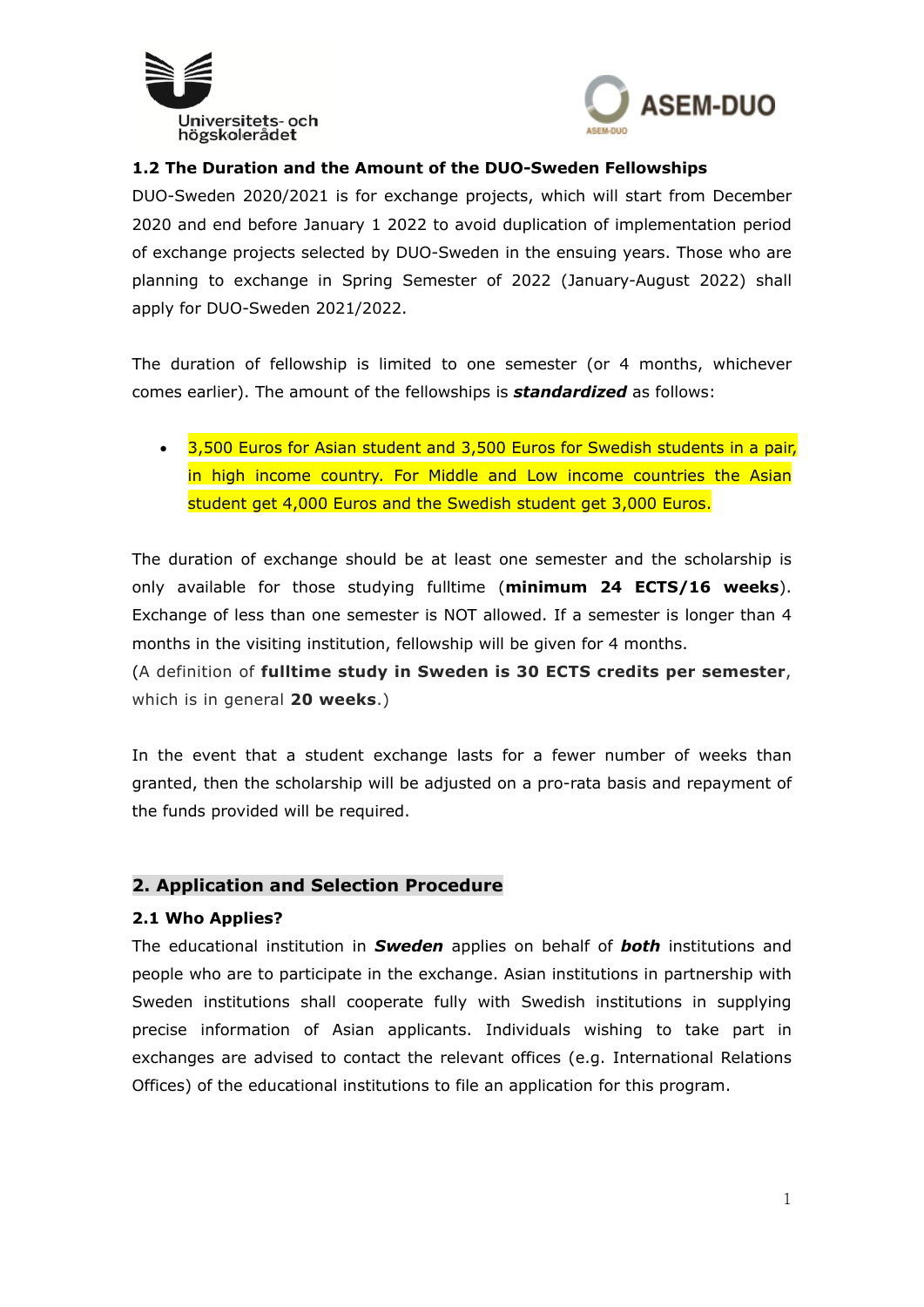### 1.2 The Duration and the Amount of the DUO-Sweden Fellowships

DUO-Sweden 2020/2021 is for exchange projects, which will start from December 2020 and end before January 1 2022 to avoid duplication of implementation period of exchange projects selected by DUO-Sweden in the ensuing years. Those who are planning to exchange in Spring Semester of 2022 (January-August 2022) shall apply for DUO-Sweden 2021/2022.

The duration of fellowship is limited to one semester (or 4 months, whichever comes earlier). The amount of the fellowships is ***standardized*** as follows:

- 3,500 Euros for Asian student and 3,500 Euros for Swedish students in a pair, in high income country. For Middle and Low income countries the Asian student get 4,000 Euros and the Swedish student get 3,000 Euros.

The duration of exchange should be at least one semester and the scholarship is only available for those studying fulltime (**minimum 24 ECTS/16 weeks**). Exchange of less than one semester is NOT allowed. If a semester is longer than 4 months in the visiting institution, fellowship will be given for 4 months.
(A definition of **fulltime study in Sweden is 30 ECTS credits per semester**, which is in general **20 weeks**.)

In the event that a student exchange lasts for a fewer number of weeks than granted, then the scholarship will be adjusted on a pro-rata basis and repayment of the funds provided will be required.

## 2. Application and Selection Procedure

### 2.1 Who Applies?

The educational institution in ***Sweden*** applies on behalf of ***both*** institutions and people who are to participate in the exchange. Asian institutions in partnership with Sweden institutions shall cooperate fully with Swedish institutions in supplying precise information of Asian applicants. Individuals wishing to take part in exchanges are advised to contact the relevant offices (e.g. International Relations Offices) of the educational institutions to file an application for this program.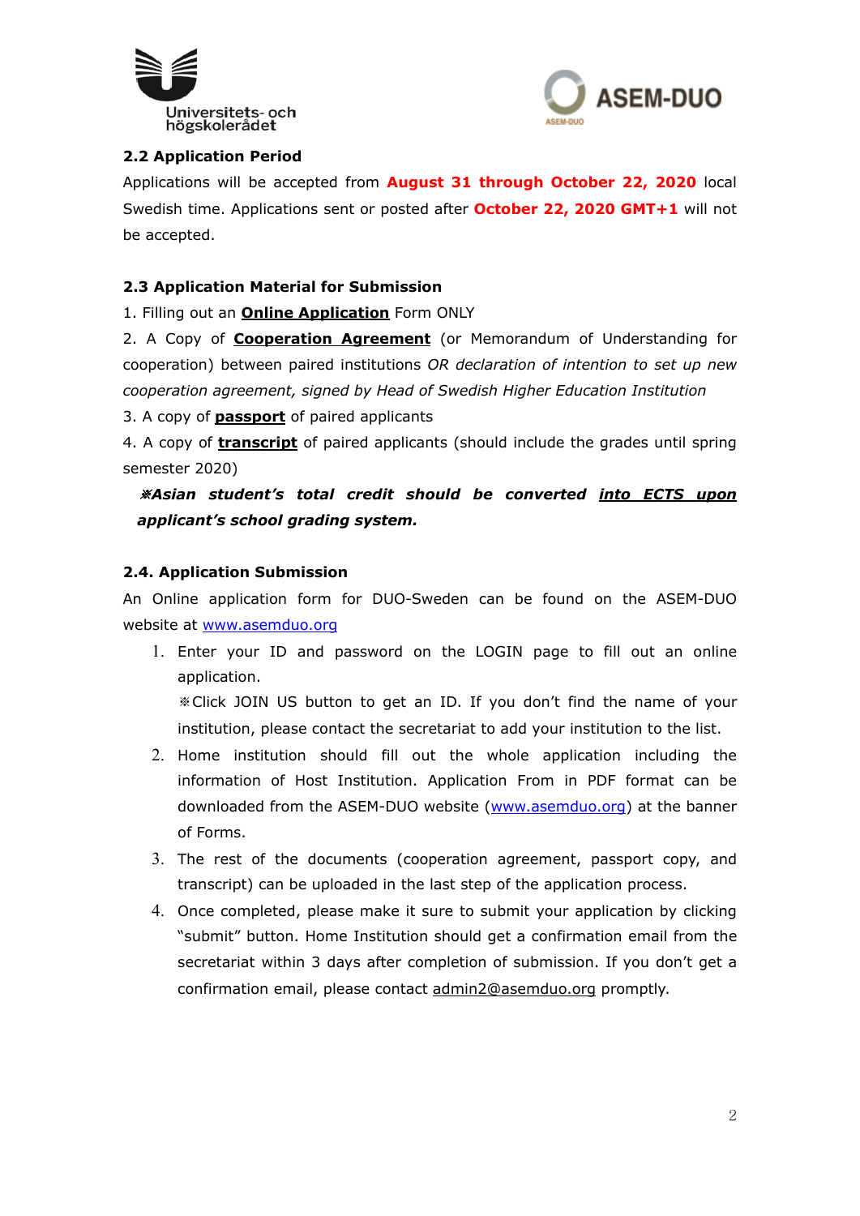### 2.2 Application Period

Applications will be accepted from **August 31 through October 22, 2020** local Swedish time. Applications sent or posted after **October 22, 2020 GMT+1** will not be accepted.

### 2.3 Application Material for Submission

1. Filling out an **Online Application** Form ONLY
2. A Copy of **Cooperation Agreement** (or Memorandum of Understanding for cooperation) between paired institutions *OR declaration of intention to set up new cooperation agreement, signed by Head of Swedish Higher Education Institution*
3. A copy of **passport** of paired applicants
4. A copy of **transcript** of paired applicants (should include the grades until spring semester 2020)

***※Asian student's total credit should be converted into ECTS upon applicant's school grading system.***

### 2.4. Application Submission

An Online application form for DUO-Sweden can be found on the ASEM-DUO website at www.asemduo.org

1. Enter your ID and password on the LOGIN page to fill out an online application.
   ※Click JOIN US button to get an ID. If you don't find the name of your institution, please contact the secretariat to add your institution to the list.
2. Home institution should fill out the whole application including the information of Host Institution. Application From in PDF format can be downloaded from the ASEM-DUO website (www.asemduo.org) at the banner of Forms.
3. The rest of the documents (cooperation agreement, passport copy, and transcript) can be uploaded in the last step of the application process.
4. Once completed, please make it sure to submit your application by clicking "submit" button. Home Institution should get a confirmation email from the secretariat within 3 days after completion of submission. If you don't get a confirmation email, please contact admin2@asemduo.org promptly.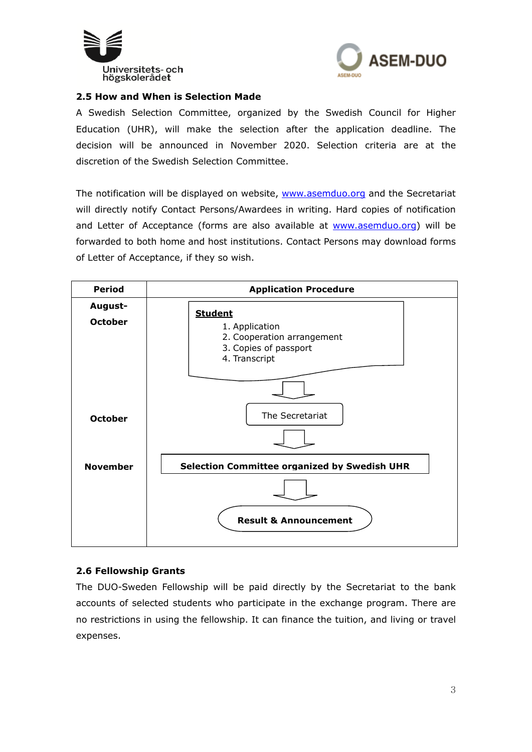### 2.5 How and When is Selection Made

A Swedish Selection Committee, organized by the Swedish Council for Higher Education (UHR), will make the selection after the application deadline. The decision will be announced in November 2020. Selection criteria are at the discretion of the Swedish Selection Committee.

The notification will be displayed on website, www.asemduo.org and the Secretariat will directly notify Contact Persons/Awardees in writing. Hard copies of notification and Letter of Acceptance (forms are also available at www.asemduo.org) will be forwarded to both home and host institutions. Contact Persons may download forms of Letter of Acceptance, if they so wish.

| Period | Application Procedure |
|---|---|
| August-October | **Student**<br>1. Application<br>2. Cooperation arrangement<br>3. Copies of passport<br>4. Transcript<br>↓ |
| October | The Secretariat<br>↓ |
| November | **Selection Committee organized by Swedish UHR**<br>↓<br>**Result & Announcement** |

### 2.6 Fellowship Grants

The DUO-Sweden Fellowship will be paid directly by the Secretariat to the bank accounts of selected students who participate in the exchange program. There are no restrictions in using the fellowship. It can finance the tuition, and living or travel expenses.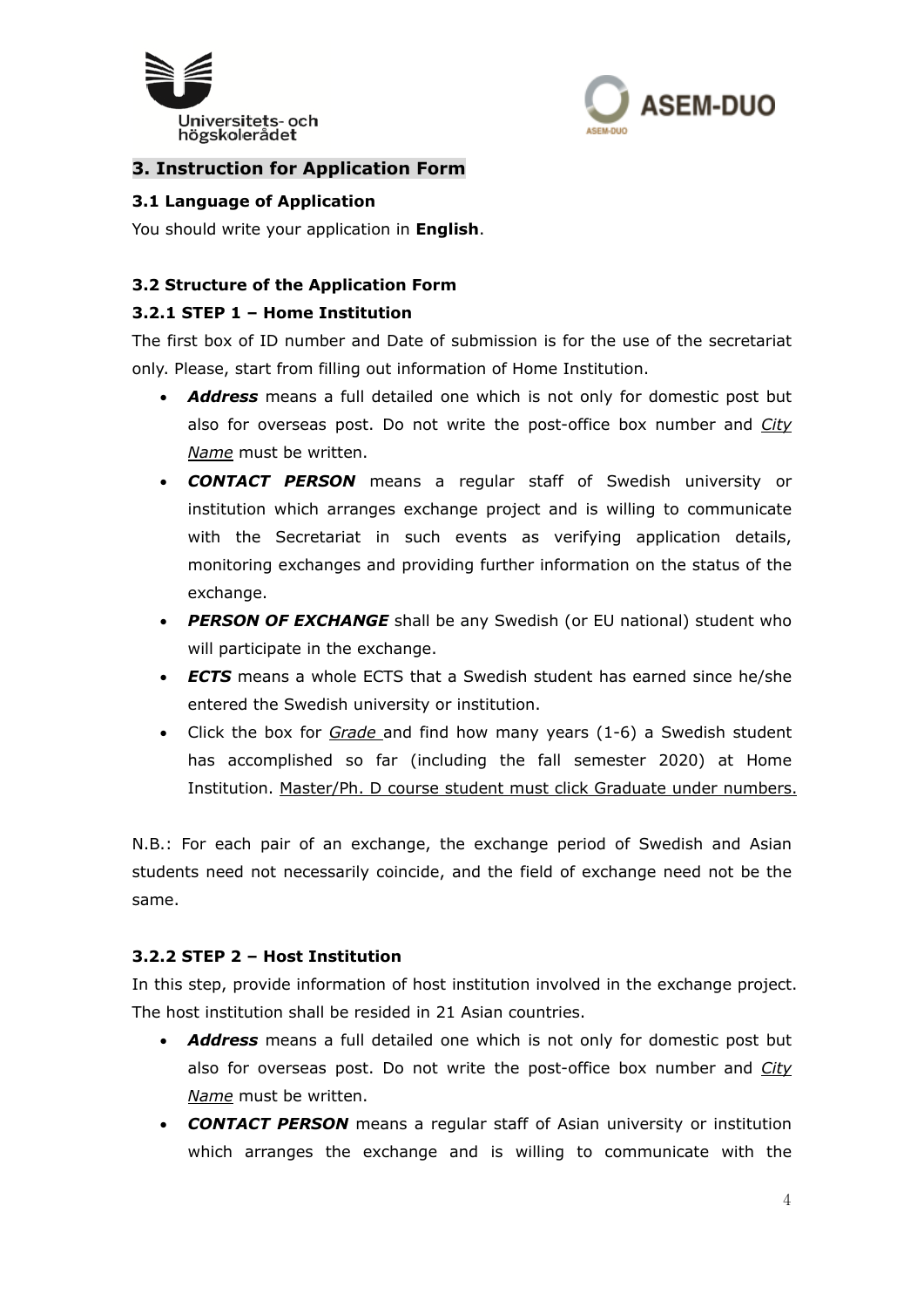## 3. Instruction for Application Form

### 3.1 Language of Application

You should write your application in **English**.

### 3.2 Structure of the Application Form

#### 3.2.1 STEP 1 – Home Institution

The first box of ID number and Date of submission is for the use of the secretariat only. Please, start from filling out information of Home Institution.

- ***Address*** means a full detailed one which is not only for domestic post but also for overseas post. Do not write the post-office box number and *City Name* must be written.
- ***CONTACT PERSON*** means a regular staff of Swedish university or institution which arranges exchange project and is willing to communicate with the Secretariat in such events as verifying application details, monitoring exchanges and providing further information on the status of the exchange.
- ***PERSON OF EXCHANGE*** shall be any Swedish (or EU national) student who will participate in the exchange.
- ***ECTS*** means a whole ECTS that a Swedish student has earned since he/she entered the Swedish university or institution.
- Click the box for *Grade* and find how many years (1-6) a Swedish student has accomplished so far (including the fall semester 2020) at Home Institution. Master/Ph. D course student must click Graduate under numbers.

N.B.: For each pair of an exchange, the exchange period of Swedish and Asian students need not necessarily coincide, and the field of exchange need not be the same.

#### 3.2.2 STEP 2 – Host Institution

In this step, provide information of host institution involved in the exchange project. The host institution shall be resided in 21 Asian countries.

- ***Address*** means a full detailed one which is not only for domestic post but also for overseas post. Do not write the post-office box number and *City Name* must be written.
- ***CONTACT PERSON*** means a regular staff of Asian university or institution which arranges the exchange and is willing to communicate with the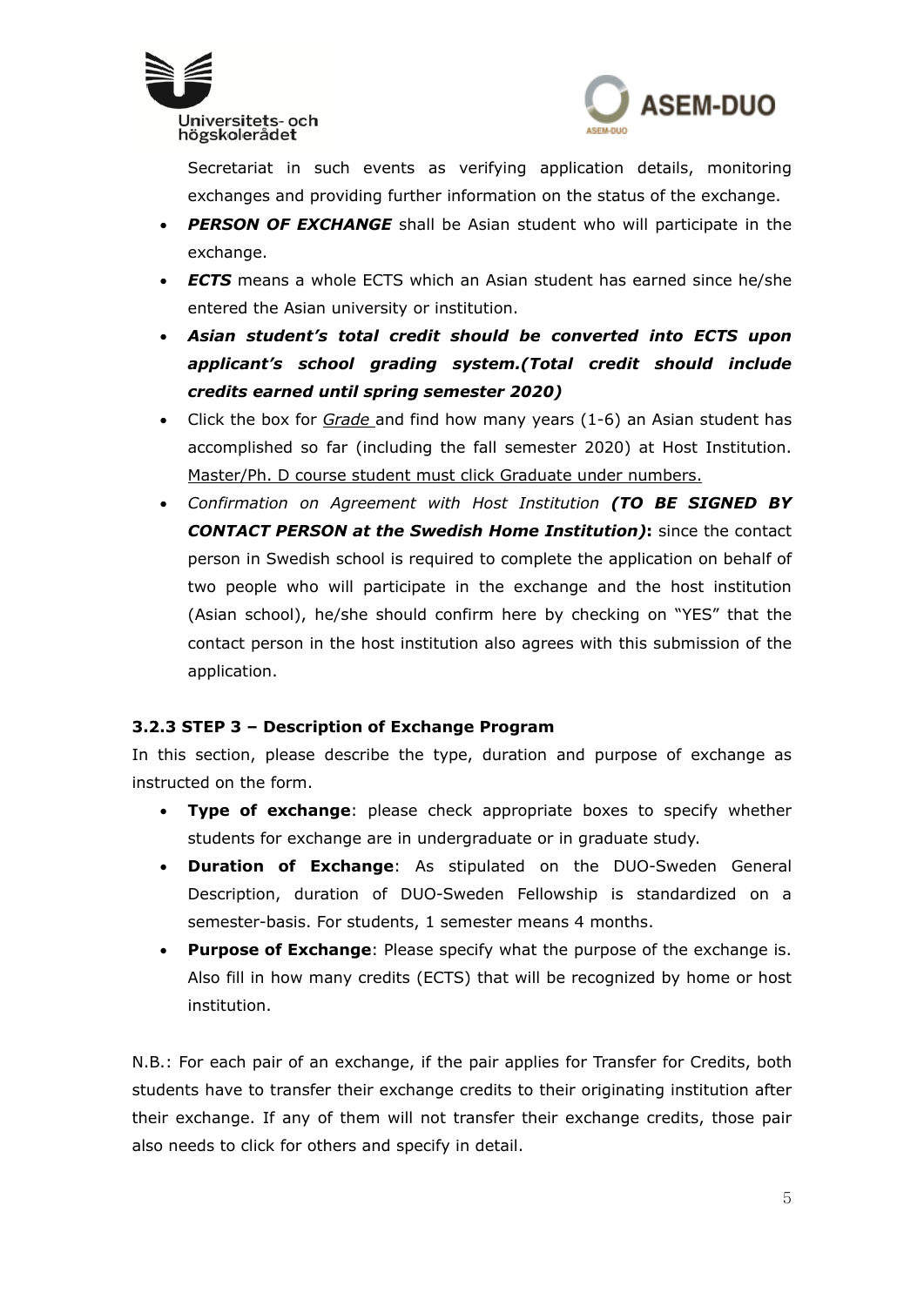Secretariat in such events as verifying application details, monitoring exchanges and providing further information on the status of the exchange.

- ***PERSON OF EXCHANGE*** shall be Asian student who will participate in the exchange.
- ***ECTS*** means a whole ECTS which an Asian student has earned since he/she entered the Asian university or institution.
- ***Asian student's total credit should be converted into ECTS upon applicant's school grading system.(Total credit should include credits earned until spring semester 2020)***
- Click the box for *Grade* and find how many years (1-6) an Asian student has accomplished so far (including the fall semester 2020) at Host Institution. Master/Ph. D course student must click Graduate under numbers.
- *Confirmation on Agreement with Host Institution* ***(TO BE SIGNED BY CONTACT PERSON at the Swedish Home Institution)*****:** since the contact person in Swedish school is required to complete the application on behalf of two people who will participate in the exchange and the host institution (Asian school), he/she should confirm here by checking on "YES" that the contact person in the host institution also agrees with this submission of the application.

### 3.2.3 STEP 3 – Description of Exchange Program

In this section, please describe the type, duration and purpose of exchange as instructed on the form.

- **Type of exchange**: please check appropriate boxes to specify whether students for exchange are in undergraduate or in graduate study.
- **Duration of Exchange**: As stipulated on the DUO-Sweden General Description, duration of DUO-Sweden Fellowship is standardized on a semester-basis. For students, 1 semester means 4 months.
- **Purpose of Exchange**: Please specify what the purpose of the exchange is. Also fill in how many credits (ECTS) that will be recognized by home or host institution.

N.B.: For each pair of an exchange, if the pair applies for Transfer for Credits, both students have to transfer their exchange credits to their originating institution after their exchange. If any of them will not transfer their exchange credits, those pair also needs to click for others and specify in detail.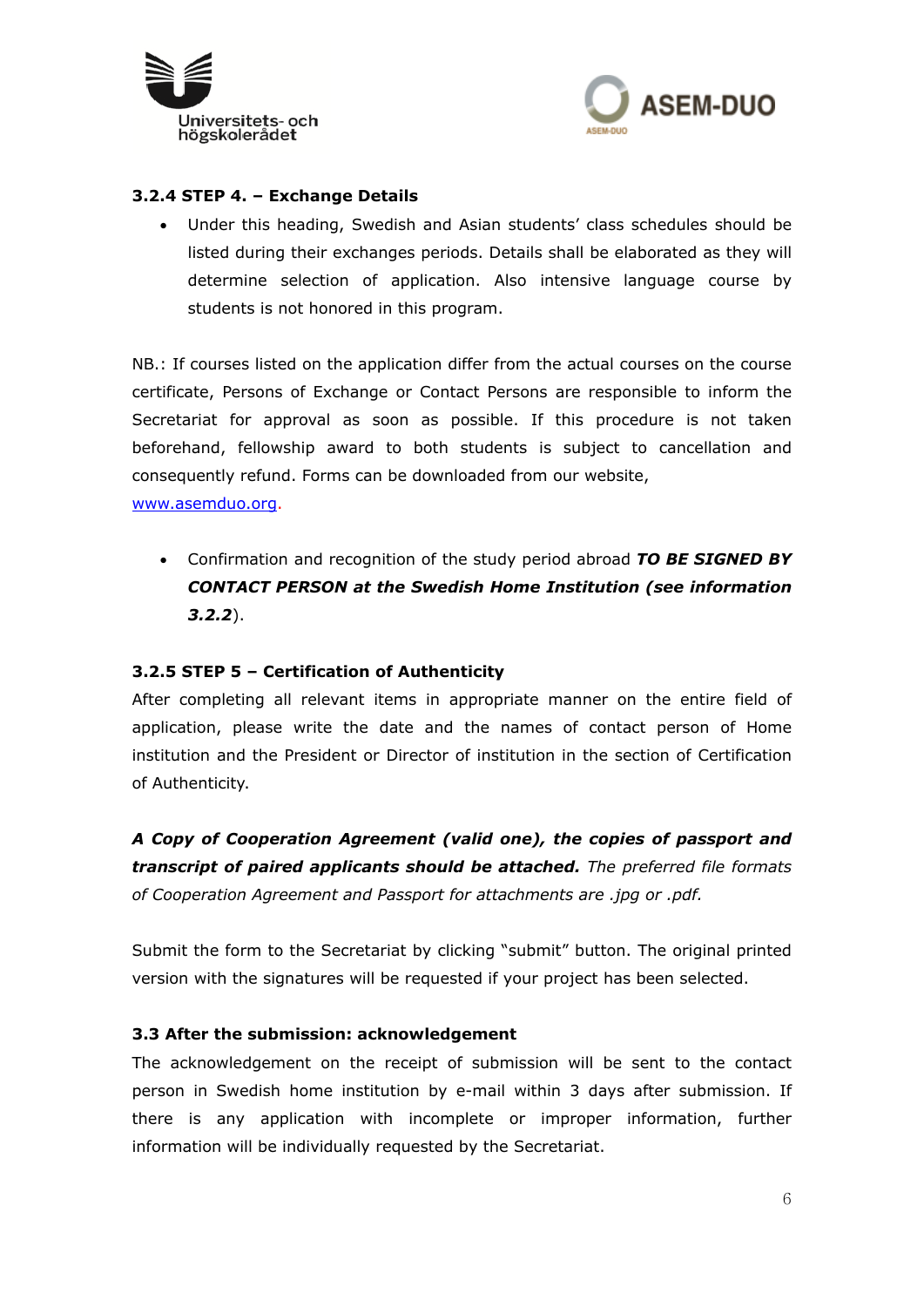### 3.2.4 STEP 4. – Exchange Details

- Under this heading, Swedish and Asian students' class schedules should be listed during their exchanges periods. Details shall be elaborated as they will determine selection of application. Also intensive language course by students is not honored in this program.

NB.: If courses listed on the application differ from the actual courses on the course certificate, Persons of Exchange or Contact Persons are responsible to inform the Secretariat for approval as soon as possible. If this procedure is not taken beforehand, fellowship award to both students is subject to cancellation and consequently refund. Forms can be downloaded from our website, www.asemduo.org.

- Confirmation and recognition of the study period abroad ***TO BE SIGNED BY CONTACT PERSON at the Swedish Home Institution (see information 3.2.2)***.

### 3.2.5 STEP 5 – Certification of Authenticity

After completing all relevant items in appropriate manner on the entire field of application, please write the date and the names of contact person of Home institution and the President or Director of institution in the section of Certification of Authenticity.

***A Copy of Cooperation Agreement (valid one), the copies of passport and transcript of paired applicants should be attached.*** *The preferred file formats of Cooperation Agreement and Passport for attachments are .jpg or .pdf.*

Submit the form to the Secretariat by clicking "submit" button. The original printed version with the signatures will be requested if your project has been selected.

### 3.3 After the submission: acknowledgement

The acknowledgement on the receipt of submission will be sent to the contact person in Swedish home institution by e-mail within 3 days after submission. If there is any application with incomplete or improper information, further information will be individually requested by the Secretariat.